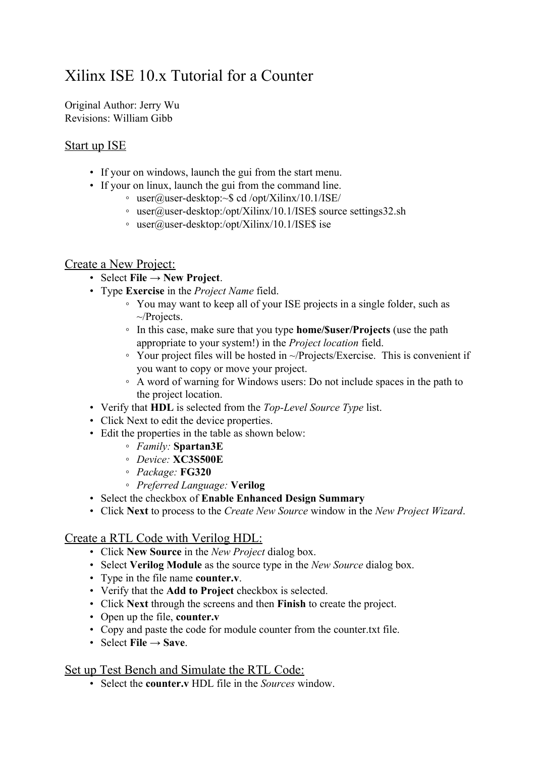# Xilinx ISE 10.x Tutorial for a Counter

Original Author: Jerry Wu
Revisions: William Gibb

## Start up ISE

- If your on windows, launch the gui from the start menu.
- If your on linux, launch the gui from the command line.
  - user@user-desktop:~$ cd /opt/Xilinx/10.1/ISE/
  - user@user-desktop:/opt/Xilinx/10.1/ISE$ source settings32.sh
  - user@user-desktop:/opt/Xilinx/10.1/ISE$ ise

## Create a New Project:

- Select **File → New Project**.
- Type **Exercise** in the *Project Name* field.
  - You may want to keep all of your ISE projects in a single folder, such as ~/Projects.
  - In this case, make sure that you type **home/$user/Projects** (use the path appropriate to your system!) in the *Project location* field.
  - Your project files will be hosted in ~/Projects/Exercise. This is convenient if you want to copy or move your project.
  - A word of warning for Windows users: Do not include spaces in the path to the project location.
- Verify that **HDL** is selected from the *Top-Level Source Type* list.
- Click Next to edit the device properties.
- Edit the properties in the table as shown below:
  - *Family:* **Spartan3E**
  - *Device:* **XC3S500E**
  - *Package:* **FG320**
  - *Preferred Language:* **Verilog**
- Select the checkbox of **Enable Enhanced Design Summary**
- Click **Next** to process to the *Create New Source* window in the *New Project Wizard*.

## Create a RTL Code with Verilog HDL:

- Click **New Source** in the *New Project* dialog box.
- Select **Verilog Module** as the source type in the *New Source* dialog box.
- Type in the file name **counter.v**.
- Verify that the **Add to Project** checkbox is selected.
- Click **Next** through the screens and then **Finish** to create the project.
- Open up the file, **counter.v**
- Copy and paste the code for module counter from the counter.txt file.
- Select **File → Save**.

## Set up Test Bench and Simulate the RTL Code:

- Select the **counter.v** HDL file in the *Sources* window.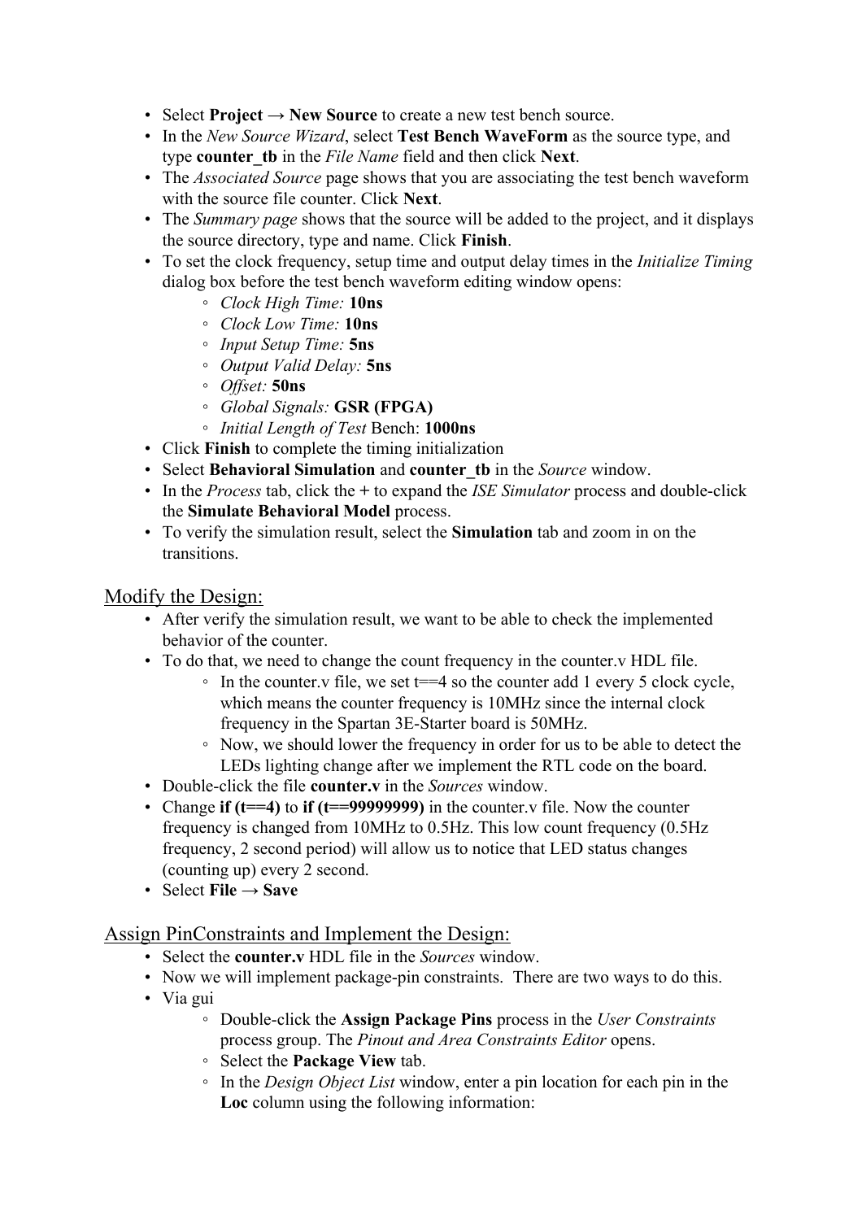- Select **Project → New Source** to create a new test bench source.
- In the *New Source Wizard*, select **Test Bench WaveForm** as the source type, and type **counter_tb** in the *File Name* field and then click **Next**.
- The *Associated Source* page shows that you are associating the test bench waveform with the source file counter. Click **Next**.
- The *Summary page* shows that the source will be added to the project, and it displays the source directory, type and name. Click **Finish**.
- To set the clock frequency, setup time and output delay times in the *Initialize Timing* dialog box before the test bench waveform editing window opens:
    - *Clock High Time:* **10ns**
    - *Clock Low Time:* **10ns**
    - *Input Setup Time:* **5ns**
    - *Output Valid Delay:* **5ns**
    - *Offset:* **50ns**
    - *Global Signals:* **GSR (FPGA)**
    - *Initial Length of Test* Bench: **1000ns**
- Click **Finish** to complete the timing initialization
- Select **Behavioral Simulation** and **counter_tb** in the *Source* window.
- In the *Process* tab, click the **+** to expand the *ISE Simulator* process and double-click the **Simulate Behavioral Model** process.
- To verify the simulation result, select the **Simulation** tab and zoom in on the transitions.

## Modify the Design:

- After verify the simulation result, we want to be able to check the implemented behavior of the counter.
- To do that, we need to change the count frequency in the counter.v HDL file.
    - In the counter.v file, we set t==4 so the counter add 1 every 5 clock cycle, which means the counter frequency is 10MHz since the internal clock frequency in the Spartan 3E-Starter board is 50MHz.
    - Now, we should lower the frequency in order for us to be able to detect the LEDs lighting change after we implement the RTL code on the board.
- Double-click the file **counter.v** in the *Sources* window.
- Change **if (t==4)** to **if (t==99999999)** in the counter.v file. Now the counter frequency is changed from 10MHz to 0.5Hz. This low count frequency (0.5Hz frequency, 2 second period) will allow us to notice that LED status changes (counting up) every 2 second.
- Select **File → Save**

## Assign PinConstraints and Implement the Design:

- Select the **counter.v** HDL file in the *Sources* window.
- Now we will implement package-pin constraints. There are two ways to do this.
- Via gui
    - Double-click the **Assign Package Pins** process in the *User Constraints* process group. The *Pinout and Area Constraints Editor* opens.
    - Select the **Package View** tab.
    - In the *Design Object List* window, enter a pin location for each pin in the **Loc** column using the following information: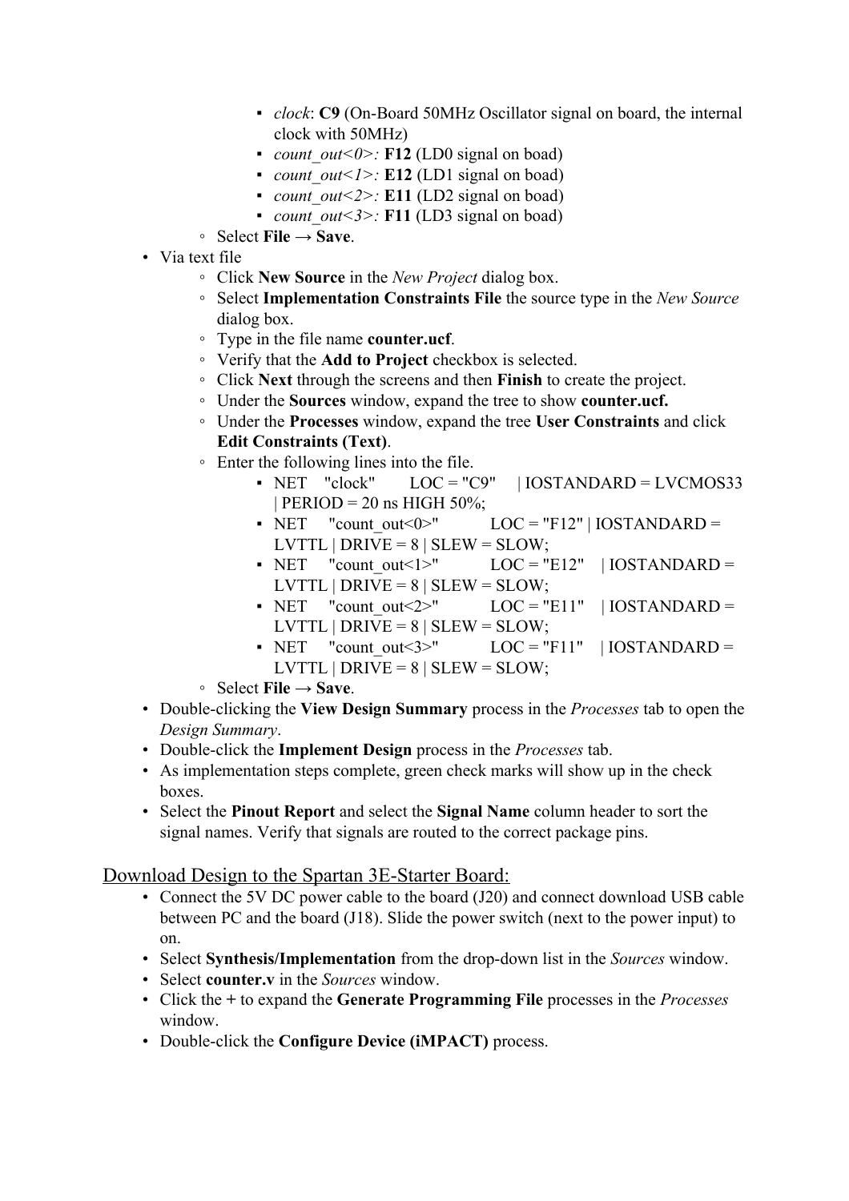- *clock*: **C9** (On-Board 50MHz Oscillator signal on board, the internal clock with 50MHz)
        - *count_out<0>:* **F12** (LD0 signal on boad)
        - *count_out<1>:* **E12** (LD1 signal on boad)
        - *count_out<2>:* **E11** (LD2 signal on boad)
        - *count_out<3>:* **F11** (LD3 signal on boad)
    - Select **File → Save**.
- Via text file
    - Click **New Source** in the *New Project* dialog box.
    - Select **Implementation Constraints File** the source type in the *New Source* dialog box.
    - Type in the file name **counter.ucf**.
    - Verify that the **Add to Project** checkbox is selected.
    - Click **Next** through the screens and then **Finish** to create the project.
    - Under the **Sources** window, expand the tree to show **counter.ucf.**
    - Under the **Processes** window, expand the tree **User Constraints** and click **Edit Constraints (Text)**.
    - Enter the following lines into the file.
        - NET "clock" LOC = "C9" | IOSTANDARD = LVCMOS33 | PERIOD = 20 ns HIGH 50%;
        - NET "count_out<0>" LOC = "F12" | IOSTANDARD = LVTTL | DRIVE = 8 | SLEW = SLOW;
        - NET "count_out<1>" LOC = "E12" | IOSTANDARD = LVTTL | DRIVE = 8 | SLEW = SLOW;
        - NET "count_out<2>" LOC = "E11" | IOSTANDARD = LVTTL | DRIVE = 8 | SLEW = SLOW;
        - NET "count_out<3>" LOC = "F11" | IOSTANDARD = LVTTL | DRIVE = 8 | SLEW = SLOW;
    - Select **File → Save**.
- Double-clicking the **View Design Summary** process in the *Processes* tab to open the *Design Summary*.
- Double-click the **Implement Design** process in the *Processes* tab.
- As implementation steps complete, green check marks will show up in the check boxes.
- Select the **Pinout Report** and select the **Signal Name** column header to sort the signal names. Verify that signals are routed to the correct package pins.

## Download Design to the Spartan 3E-Starter Board:

- Connect the 5V DC power cable to the board (J20) and connect download USB cable between PC and the board (J18). Slide the power switch (next to the power input) to on.
- Select **Synthesis/Implementation** from the drop-down list in the *Sources* window.
- Select **counter.v** in the *Sources* window.
- Click the **+** to expand the **Generate Programming File** processes in the *Processes* window.
- Double-click the **Configure Device (iMPACT)** process.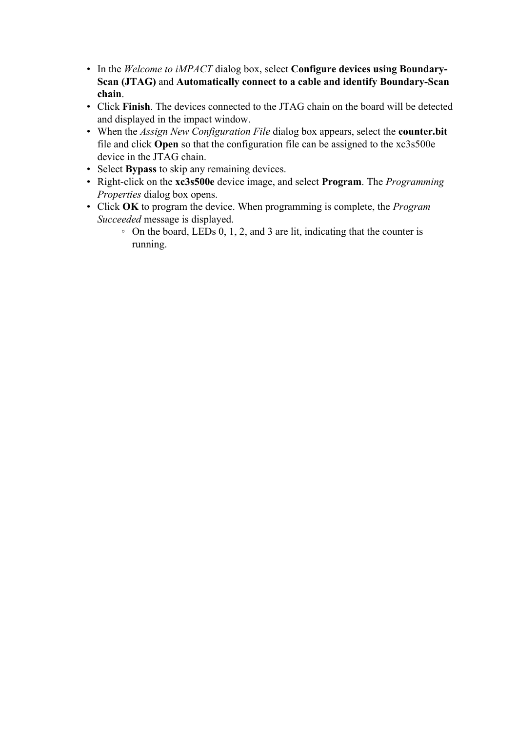- In the *Welcome to iMPACT* dialog box, select **Configure devices using Boundary-Scan (JTAG)** and **Automatically connect to a cable and identify Boundary-Scan chain**.
- Click **Finish**. The devices connected to the JTAG chain on the board will be detected and displayed in the impact window.
- When the *Assign New Configuration File* dialog box appears, select the **counter.bit** file and click **Open** so that the configuration file can be assigned to the xc3s500e device in the JTAG chain.
- Select **Bypass** to skip any remaining devices.
- Right-click on the **xc3s500e** device image, and select **Program**. The *Programming Properties* dialog box opens.
- Click **OK** to program the device. When programming is complete, the *Program Succeeded* message is displayed.
    - On the board, LEDs 0, 1, 2, and 3 are lit, indicating that the counter is running.